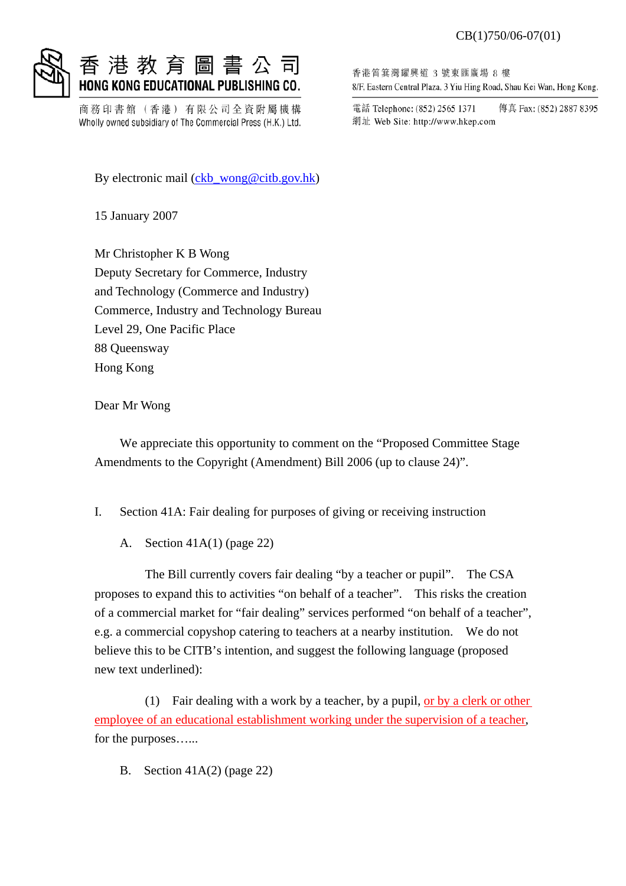CB(1)750/06-07(01)

香港教育圖書公司
HONG KONG EDUCATIONAL PUBLISHING CO.
商務印書館（香港）有限公司全資附屬機構
Wholly owned subsidiary of The Commercial Press (H.K.) Ltd.

香港筲箕灣耀興道 3 號東匯廣場 8 樓
8/F, Eastern Central Plaza, 3 Yiu Hing Road, Shau Kei Wan, Hong Kong.
電話 Telephone: (852) 2565 1371　傳真 Fax: (852) 2887 8395
網址 Web Site: http://www.hkep.com

By electronic mail (ckb_wong@citb.gov.hk)

15 January 2007

Mr Christopher K B Wong
Deputy Secretary for Commerce, Industry
and Technology (Commerce and Industry)
Commerce, Industry and Technology Bureau
Level 29, One Pacific Place
88 Queensway
Hong Kong

Dear Mr Wong

We appreciate this opportunity to comment on the "Proposed Committee Stage Amendments to the Copyright (Amendment) Bill 2006 (up to clause 24)".

I. Section 41A: Fair dealing for purposes of giving or receiving instruction

A. Section 41A(1) (page 22)

The Bill currently covers fair dealing "by a teacher or pupil". The CSA proposes to expand this to activities "on behalf of a teacher". This risks the creation of a commercial market for "fair dealing" services performed "on behalf of a teacher", e.g. a commercial copyshop catering to teachers at a nearby institution. We do not believe this to be CITB's intention, and suggest the following language (proposed new text underlined):

(1) Fair dealing with a work by a teacher, by a pupil, <u>or by a clerk or other employee of an educational establishment working under the supervision of a teacher</u>, for the purposes…...

B. Section 41A(2) (page 22)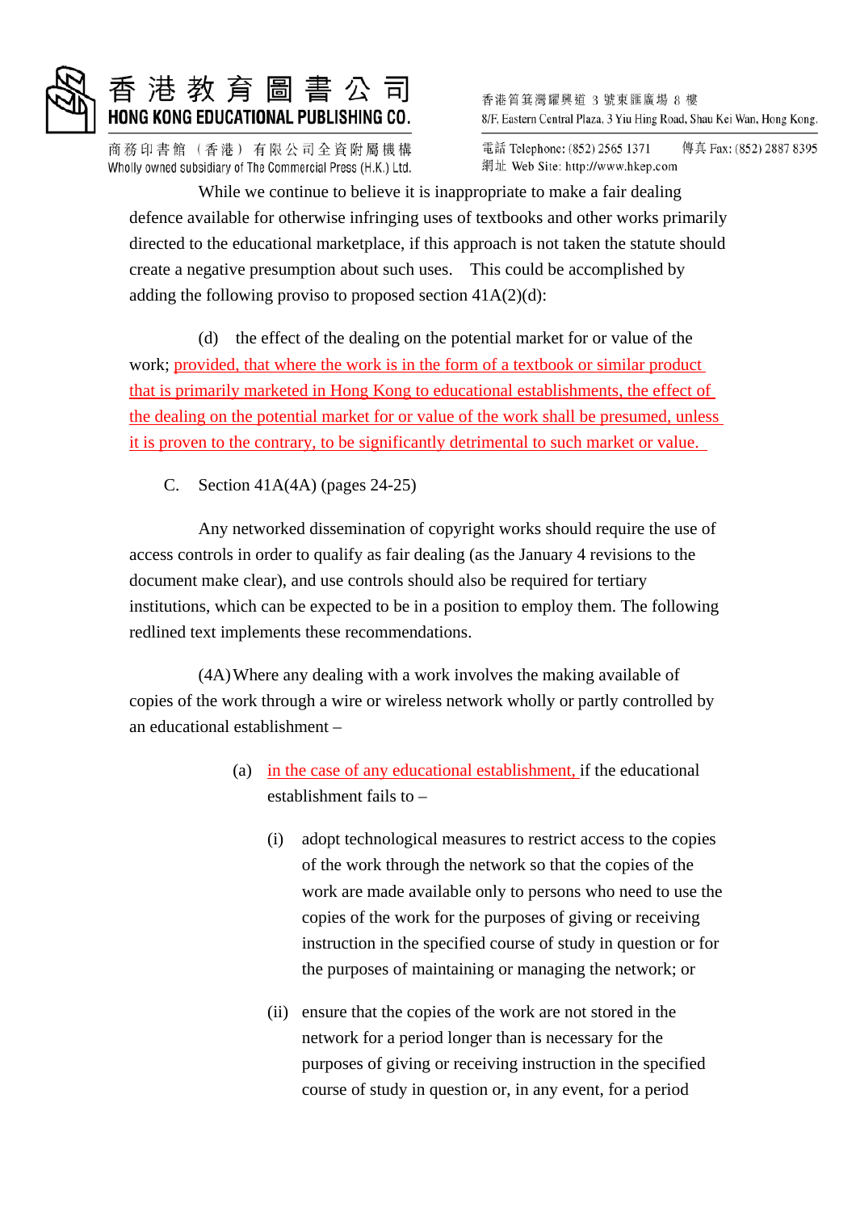While we continue to believe it is inappropriate to make a fair dealing defence available for otherwise infringing uses of textbooks and other works primarily directed to the educational marketplace, if this approach is not taken the statute should create a negative presumption about such uses. This could be accomplished by adding the following proviso to proposed section 41A(2)(d):

(d) the effect of the dealing on the potential market for or value of the work; <u>provided, that where the work is in the form of a textbook or similar product that is primarily marketed in Hong Kong to educational establishments, the effect of the dealing on the potential market for or value of the work shall be presumed, unless it is proven to the contrary, to be significantly detrimental to such market or value.</u>

C. Section 41A(4A) (pages 24-25)

Any networked dissemination of copyright works should require the use of access controls in order to qualify as fair dealing (as the January 4 revisions to the document make clear), and use controls should also be required for tertiary institutions, which can be expected to be in a position to employ them. The following redlined text implements these recommendations.

(4A) Where any dealing with a work involves the making available of copies of the work through a wire or wireless network wholly or partly controlled by an educational establishment –

(a) <u>in the case of any educational establishment,</u> if the educational establishment fails to –

(i) adopt technological measures to restrict access to the copies of the work through the network so that the copies of the work are made available only to persons who need to use the copies of the work for the purposes of giving or receiving instruction in the specified course of study in question or for the purposes of maintaining or managing the network; or

(ii) ensure that the copies of the work are not stored in the network for a period longer than is necessary for the purposes of giving or receiving instruction in the specified course of study in question or, in any event, for a period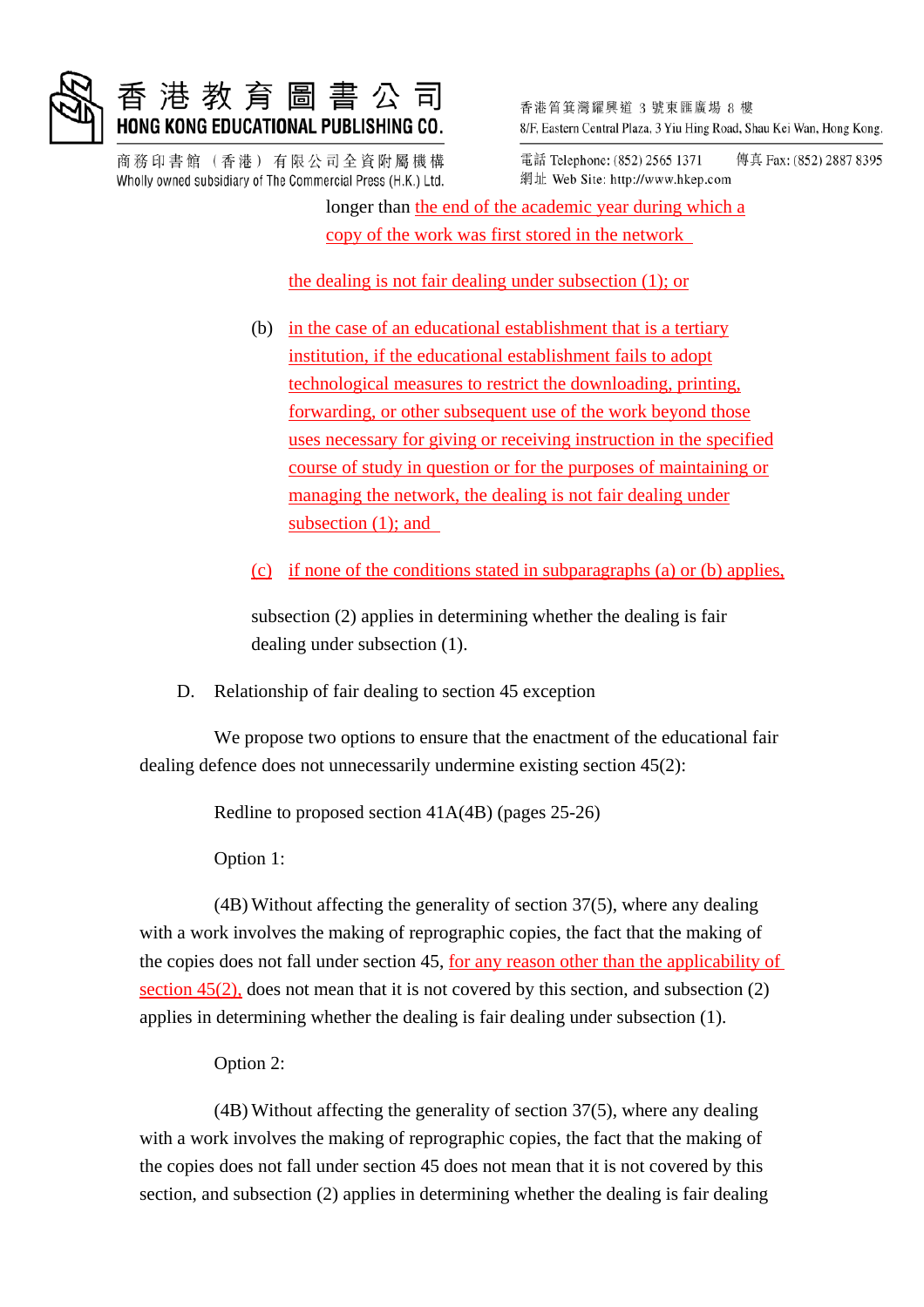longer than the end of the academic year during which a copy of the work was first stored in the network

the dealing is not fair dealing under subsection (1); or

(b) in the case of an educational establishment that is a tertiary institution, if the educational establishment fails to adopt technological measures to restrict the downloading, printing, forwarding, or other subsequent use of the work beyond those uses necessary for giving or receiving instruction in the specified course of study in question or for the purposes of maintaining or managing the network, the dealing is not fair dealing under subsection (1); and

(c) if none of the conditions stated in subparagraphs (a) or (b) applies,

subsection (2) applies in determining whether the dealing is fair dealing under subsection (1).

D. Relationship of fair dealing to section 45 exception

We propose two options to ensure that the enactment of the educational fair dealing defence does not unnecessarily undermine existing section 45(2):

Redline to proposed section 41A(4B) (pages 25-26)

Option 1:

(4B) Without affecting the generality of section 37(5), where any dealing with a work involves the making of reprographic copies, the fact that the making of the copies does not fall under section 45, for any reason other than the applicability of section 45(2), does not mean that it is not covered by this section, and subsection (2) applies in determining whether the dealing is fair dealing under subsection (1).

Option 2:

(4B) Without affecting the generality of section 37(5), where any dealing with a work involves the making of reprographic copies, the fact that the making of the copies does not fall under section 45 does not mean that it is not covered by this section, and subsection (2) applies in determining whether the dealing is fair dealing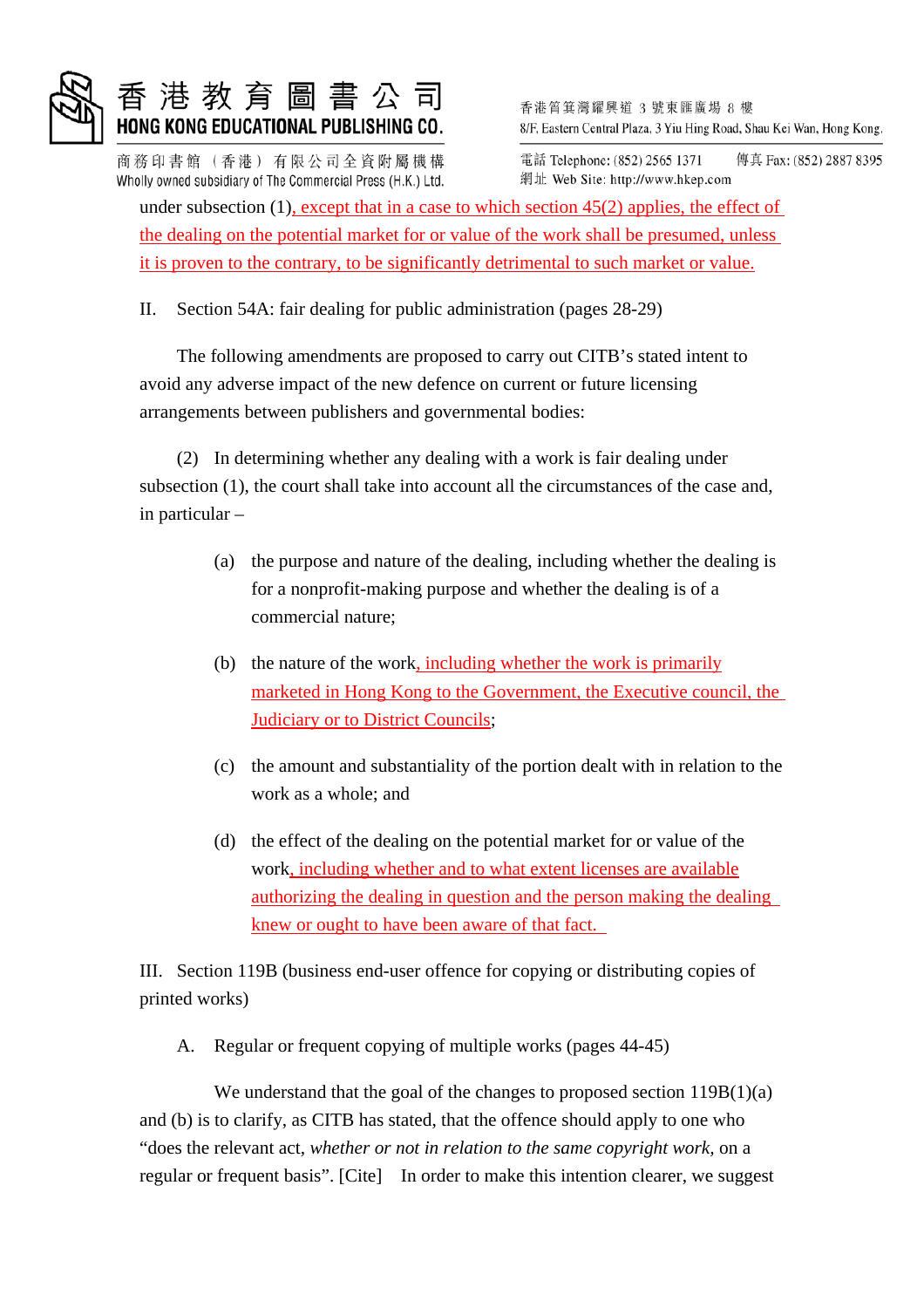under subsection (1), except that in a case to which section 45(2) applies, the effect of the dealing on the potential market for or value of the work shall be presumed, unless it is proven to the contrary, to be significantly detrimental to such market or value.

II. Section 54A: fair dealing for public administration (pages 28-29)

The following amendments are proposed to carry out CITB's stated intent to avoid any adverse impact of the new defence on current or future licensing arrangements between publishers and governmental bodies:

(2) In determining whether any dealing with a work is fair dealing under subsection (1), the court shall take into account all the circumstances of the case and, in particular –

(a) the purpose and nature of the dealing, including whether the dealing is for a nonprofit-making purpose and whether the dealing is of a commercial nature;

(b) the nature of the work, including whether the work is primarily marketed in Hong Kong to the Government, the Executive council, the Judiciary or to District Councils;

(c) the amount and substantiality of the portion dealt with in relation to the work as a whole; and

(d) the effect of the dealing on the potential market for or value of the work, including whether and to what extent licenses are available authorizing the dealing in question and the person making the dealing knew or ought to have been aware of that fact.

III. Section 119B (business end-user offence for copying or distributing copies of printed works)

A. Regular or frequent copying of multiple works (pages 44-45)

We understand that the goal of the changes to proposed section 119B(1)(a) and (b) is to clarify, as CITB has stated, that the offence should apply to one who "does the relevant act, *whether or not in relation to the same copyright work*, on a regular or frequent basis". [Cite] In order to make this intention clearer, we suggest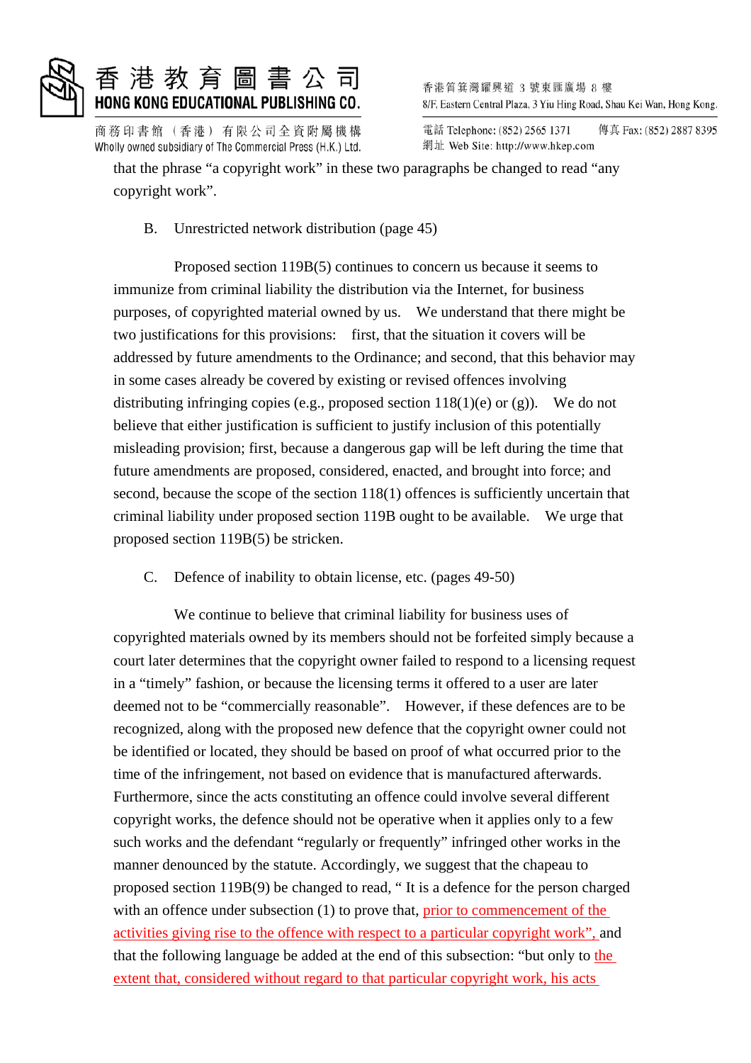that the phrase "a copyright work" in these two paragraphs be changed to read "any copyright work".

B. Unrestricted network distribution (page 45)

Proposed section 119B(5) continues to concern us because it seems to immunize from criminal liability the distribution via the Internet, for business purposes, of copyrighted material owned by us. We understand that there might be two justifications for this provisions: first, that the situation it covers will be addressed by future amendments to the Ordinance; and second, that this behavior may in some cases already be covered by existing or revised offences involving distributing infringing copies (e.g., proposed section 118(1)(e) or (g)). We do not believe that either justification is sufficient to justify inclusion of this potentially misleading provision; first, because a dangerous gap will be left during the time that future amendments are proposed, considered, enacted, and brought into force; and second, because the scope of the section 118(1) offences is sufficiently uncertain that criminal liability under proposed section 119B ought to be available. We urge that proposed section 119B(5) be stricken.

C. Defence of inability to obtain license, etc. (pages 49-50)

We continue to believe that criminal liability for business uses of copyrighted materials owned by its members should not be forfeited simply because a court later determines that the copyright owner failed to respond to a licensing request in a "timely" fashion, or because the licensing terms it offered to a user are later deemed not to be "commercially reasonable". However, if these defences are to be recognized, along with the proposed new defence that the copyright owner could not be identified or located, they should be based on proof of what occurred prior to the time of the infringement, not based on evidence that is manufactured afterwards. Furthermore, since the acts constituting an offence could involve several different copyright works, the defence should not be operative when it applies only to a few such works and the defendant "regularly or frequently" infringed other works in the manner denounced by the statute. Accordingly, we suggest that the chapeau to proposed section 119B(9) be changed to read, " It is a defence for the person charged with an offence under subsection (1) to prove that, prior to commencement of the activities giving rise to the offence with respect to a particular copyright work", and that the following language be added at the end of this subsection: "but only to the extent that, considered without regard to that particular copyright work, his acts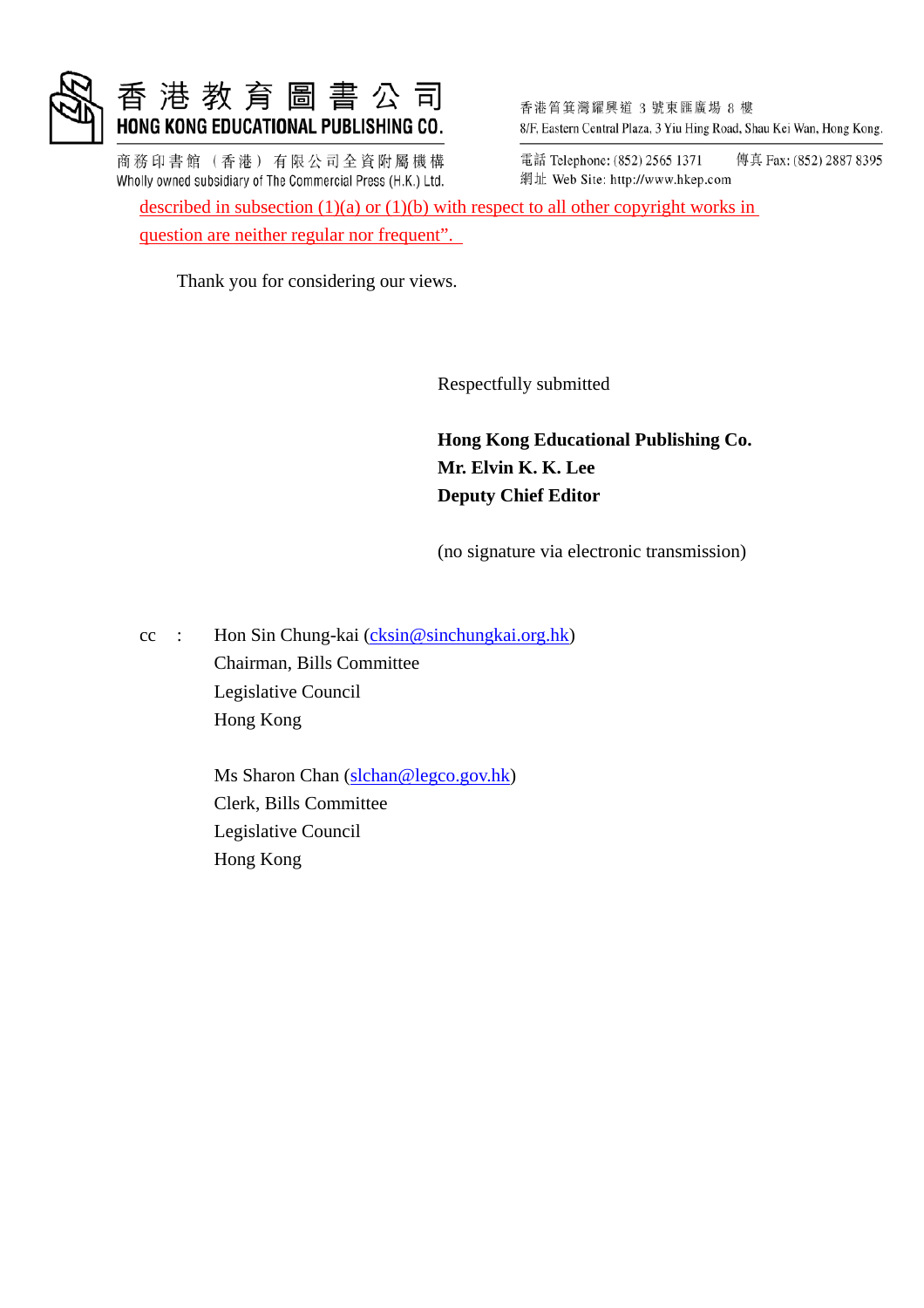香港教育圖書公司
HONG KONG EDUCATIONAL PUBLISHING CO.
商務印書館（香港）有限公司全資附屬機構
Wholly owned subsidiary of The Commercial Press (H.K.) Ltd.

香港筲箕灣耀興道 3 號東匯廣場 8 樓
8/F, Eastern Central Plaza, 3 Yiu Hing Road, Shau Kei Wan, Hong Kong.
電話 Telephone: (852) 2565 1371 傳真 Fax: (852) 2887 8395
網址 Web Site: http://www.hkep.com

described in subsection (1)(a) or (1)(b) with respect to all other copyright works in question are neither regular nor frequent".

Thank you for considering our views.

Respectfully submitted

**Hong Kong Educational Publishing Co.**
**Mr. Elvin K. K. Lee**
**Deputy Chief Editor**

(no signature via electronic transmission)

cc : Hon Sin Chung-kai (cksin@sinchungkai.org.hk)
Chairman, Bills Committee
Legislative Council
Hong Kong

Ms Sharon Chan (slchan@legco.gov.hk)
Clerk, Bills Committee
Legislative Council
Hong Kong